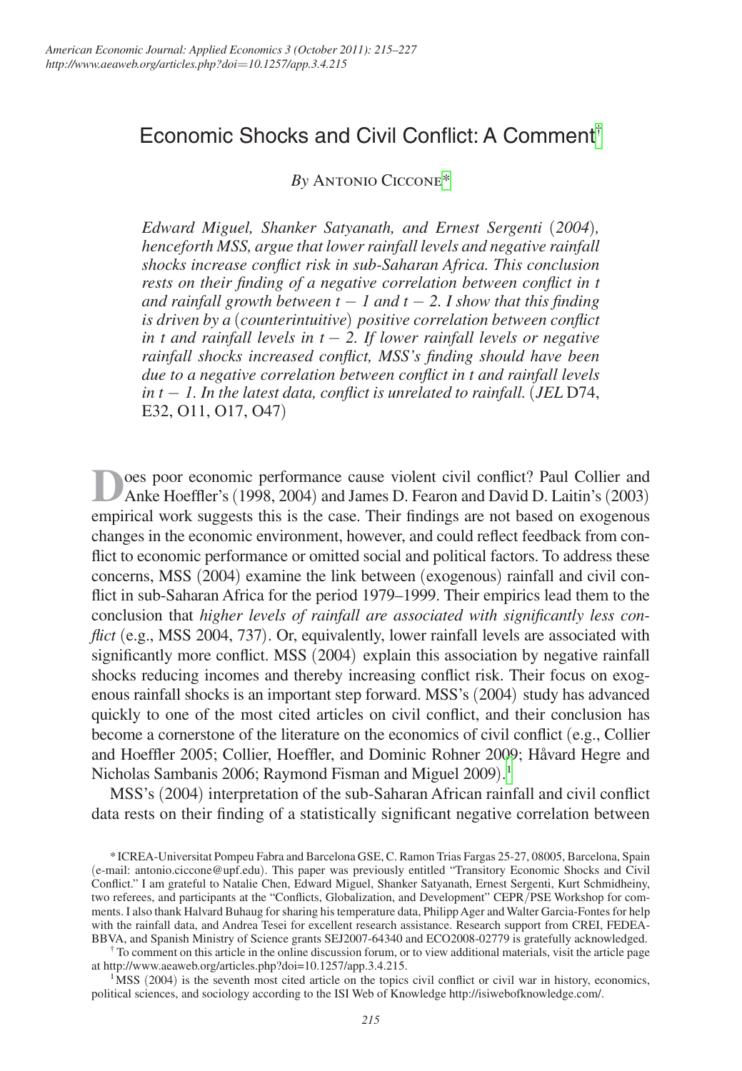# Economic Shocks and Civil Conflict: A Comment[†]

*By* Antonio Ciccone[*]

*Edward Miguel, Shanker Satyanath, and Ernest Sergenti (2004), henceforth MSS, argue that lower rainfall levels and negative rainfall shocks increase conflict risk in sub-Saharan Africa. This conclusion rests on their finding of a negative correlation between conflict in t and rainfall growth between t − 1 and t − 2. I show that this finding is driven by a (counterintuitive) positive correlation between conflict in t and rainfall levels in t − 2. If lower rainfall levels or negative rainfall shocks increased conflict, MSS's finding should have been due to a negative correlation between conflict in t and rainfall levels in t − 1. In the latest data, conflict is unrelated to rainfall.* (*JEL* D74, E32, O11, O17, O47)

Does poor economic performance cause violent civil conflict? Paul Collier and Anke Hoeffler's (1998, 2004) and James D. Fearon and David D. Laitin's (2003) empirical work suggests this is the case. Their findings are not based on exogenous changes in the economic environment, however, and could reflect feedback from conflict to economic performance or omitted social and political factors. To address these concerns, MSS (2004) examine the link between (exogenous) rainfall and civil conflict in sub-Saharan Africa for the period 1979–1999. Their empirics lead them to the conclusion that *higher levels of rainfall are associated with significantly less conflict* (e.g., MSS 2004, 737). Or, equivalently, lower rainfall levels are associated with significantly more conflict. MSS (2004) explain this association by negative rainfall shocks reducing incomes and thereby increasing conflict risk. Their focus on exogenous rainfall shocks is an important step forward. MSS's (2004) study has advanced quickly to one of the most cited articles on civil conflict, and their conclusion has become a cornerstone of the literature on the economics of civil conflict (e.g., Collier and Hoeffler 2005; Collier, Hoeffler, and Dominic Rohner 2009; Håvard Hegre and Nicholas Sambanis 2006; Raymond Fisman and Miguel 2009).[1]

MSS's (2004) interpretation of the sub-Saharan African rainfall and civil conflict data rests on their finding of a statistically significant negative correlation between

---

[*] ICREA-Universitat Pompeu Fabra and Barcelona GSE, C. Ramon Trias Fargas 25-27, 08005, Barcelona, Spain (e-mail: antonio.ciccone@upf.edu). This paper was previously entitled "Transitory Economic Shocks and Civil Conflict." I am grateful to Natalie Chen, Edward Miguel, Shanker Satyanath, Ernest Sergenti, Kurt Schmidheiny, two referees, and participants at the "Conflicts, Globalization, and Development" CEPR/PSE Workshop for comments. I also thank Halvard Buhaug for sharing his temperature data, Philipp Ager and Walter Garcia-Fontes for help with the rainfall data, and Andrea Tesei for excellent research assistance. Research support from CREI, FEDEA-BBVA, and Spanish Ministry of Science grants SEJ2007-64340 and ECO2008-02779 is gratefully acknowledged.

[†] To comment on this article in the online discussion forum, or to view additional materials, visit the article page at http://www.aeaweb.org/articles.php?doi=10.1257/app.3.4.215.

[1] MSS (2004) is the seventh most cited article on the topics civil conflict or civil war in history, economics, political sciences, and sociology according to the ISI Web of Knowledge http://isiwebofknowledge.com/.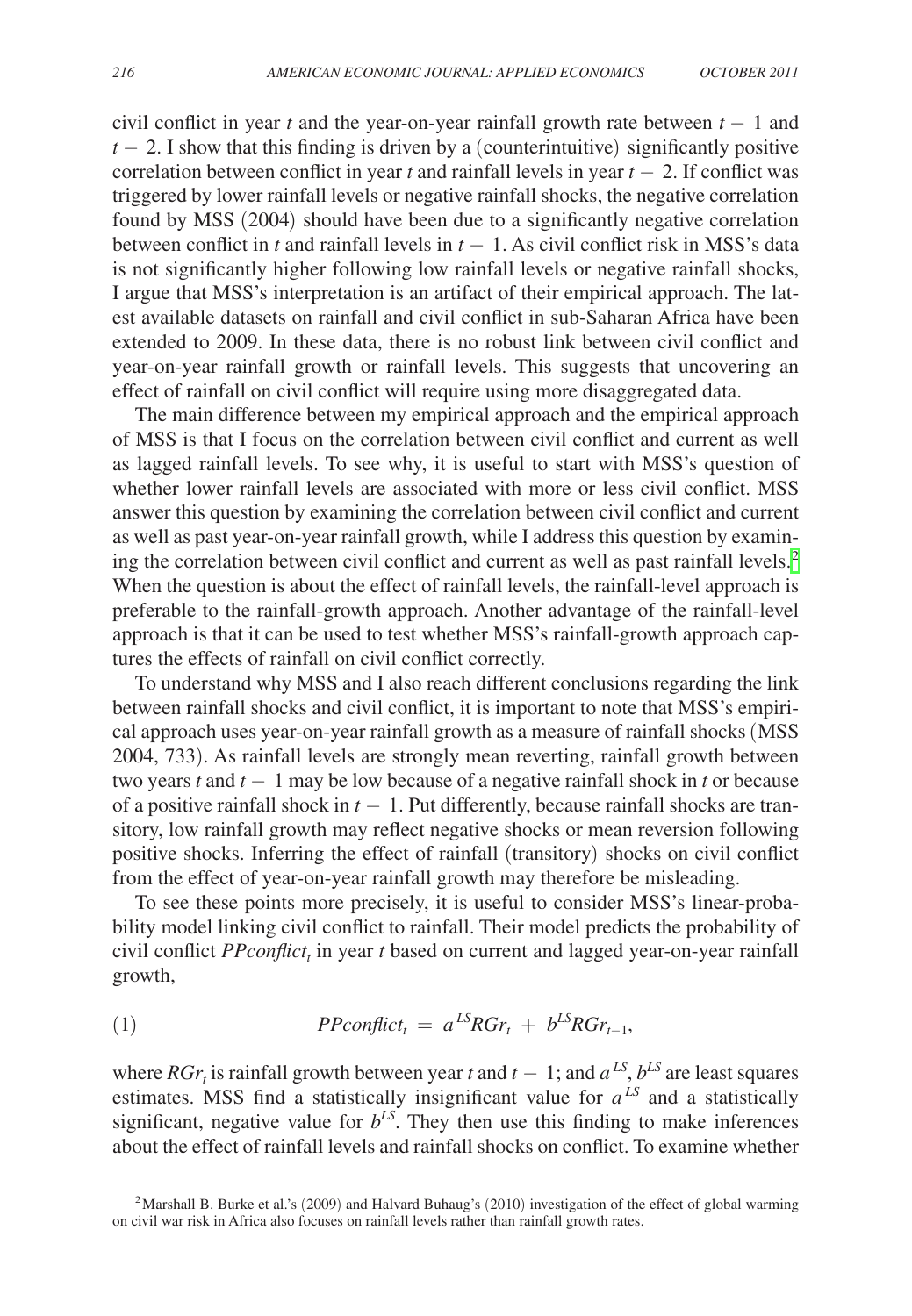civil conflict in year $t$ and the year-on-year rainfall growth rate between $t-1$ and $t-2$. I show that this finding is driven by a (counterintuitive) significantly positive correlation between conflict in year $t$ and rainfall levels in year $t-2$. If conflict was triggered by lower rainfall levels or negative rainfall shocks, the negative correlation found by MSS (2004) should have been due to a significantly negative correlation between conflict in $t$ and rainfall levels in $t-1$. As civil conflict risk in MSS's data is not significantly higher following low rainfall levels or negative rainfall shocks, I argue that MSS's interpretation is an artifact of their empirical approach. The latest available datasets on rainfall and civil conflict in sub-Saharan Africa have been extended to 2009. In these data, there is no robust link between civil conflict and year-on-year rainfall growth or rainfall levels. This suggests that uncovering an effect of rainfall on civil conflict will require using more disaggregated data.

The main difference between my empirical approach and the empirical approach of MSS is that I focus on the correlation between civil conflict and current as well as lagged rainfall levels. To see why, it is useful to start with MSS's question of whether lower rainfall levels are associated with more or less civil conflict. MSS answer this question by examining the correlation between civil conflict and current as well as past year-on-year rainfall growth, while I address this question by examining the correlation between civil conflict and current as well as past rainfall levels.[2] When the question is about the effect of rainfall levels, the rainfall-level approach is preferable to the rainfall-growth approach. Another advantage of the rainfall-level approach is that it can be used to test whether MSS's rainfall-growth approach captures the effects of rainfall on civil conflict correctly.

To understand why MSS and I also reach different conclusions regarding the link between rainfall shocks and civil conflict, it is important to note that MSS's empirical approach uses year-on-year rainfall growth as a measure of rainfall shocks (MSS 2004, 733). As rainfall levels are strongly mean reverting, rainfall growth between two years $t$ and $t-1$ may be low because of a negative rainfall shock in $t$ or because of a positive rainfall shock in $t-1$. Put differently, because rainfall shocks are transitory, low rainfall growth may reflect negative shocks or mean reversion following positive shocks. Inferring the effect of rainfall (transitory) shocks on civil conflict from the effect of year-on-year rainfall growth may therefore be misleading.

To see these points more precisely, it is useful to consider MSS's linear-probability model linking civil conflict to rainfall. Their model predicts the probability of civil conflict $PPconflict_t$ in year $t$ based on current and lagged year-on-year rainfall growth,

$$PPconflict_t = a^{LS} RGr_t + b^{LS} RGr_{t-1}, \tag{1}$$

where $RGr_t$ is rainfall growth between year $t$ and $t-1$; and $a^{LS}$, $b^{LS}$ are least squares estimates. MSS find a statistically insignificant value for $a^{LS}$ and a statistically significant, negative value for $b^{LS}$. They then use this finding to make inferences about the effect of rainfall levels and rainfall shocks on conflict. To examine whether

[2] Marshall B. Burke et al.'s (2009) and Halvard Buhaug's (2010) investigation of the effect of global warming on civil war risk in Africa also focuses on rainfall levels rather than rainfall growth rates.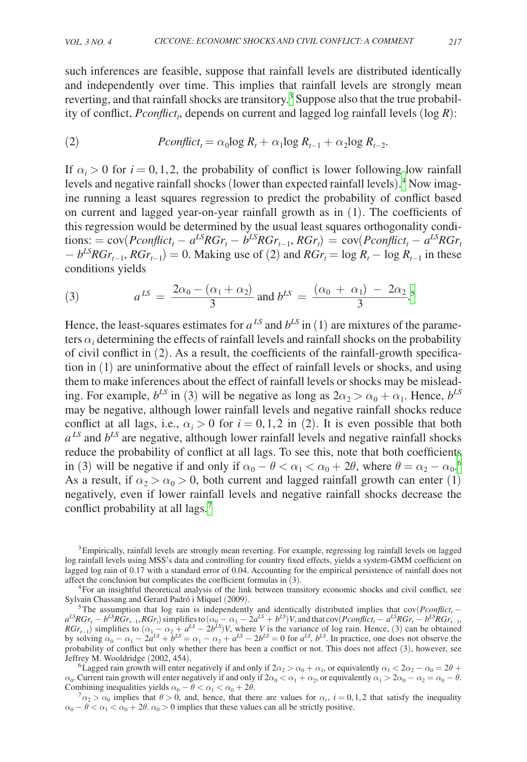such inferences are feasible, suppose that rainfall levels are distributed identically and independently over time. This implies that rainfall levels are strongly mean reverting, and that rainfall shocks are transitory.[3] Suppose also that the true probability of conflict, $Pconflict_t$, depends on current and lagged log rainfall levels ($\log R$):

$$(2) \qquad Pconflict_t = \alpha_0 \log R_t + \alpha_1 \log R_{t-1} + \alpha_2 \log R_{t-2}.$$

If $\alpha_i > 0$ for $i = 0, 1, 2$, the probability of conflict is lower following low rainfall levels and negative rainfall shocks (lower than expected rainfall levels).[4] Now imagine running a least squares regression to predict the probability of conflict based on current and lagged year-on-year rainfall growth as in (1). The coefficients of this regression would be determined by the usual least squares orthogonality conditions: $= \text{cov}(Pconflict_t - a^{LS}RGr_t - b^{LS}RGr_{t-1}, RGr_t) = \text{cov}(Pconflict_t - a^{LS}RGr_t - b^{LS}RGr_{t-1}, RGr_{t-1}) = 0$. Making use of (2) and $RGr_t = \log R_t - \log R_{t-1}$ in these conditions yields

$$(3) \qquad a^{LS} = \frac{2\alpha_0 - (\alpha_1 + \alpha_2)}{3} \text{ and } b^{LS} = \frac{(\alpha_0 + \alpha_1) - 2\alpha_2}{3}.^{5}$$

Hence, the least-squares estimates for $a^{LS}$ and $b^{LS}$ in (1) are mixtures of the parameters $\alpha_i$ determining the effects of rainfall levels and rainfall shocks on the probability of civil conflict in (2). As a result, the coefficients of the rainfall-growth specification in (1) are uninformative about the effect of rainfall levels or shocks, and using them to make inferences about the effect of rainfall levels or shocks may be misleading. For example, $b^{LS}$ in (3) will be negative as long as $2\alpha_2 > \alpha_0 + \alpha_1$. Hence, $b^{LS}$ may be negative, although lower rainfall levels and negative rainfall shocks reduce conflict at all lags, i.e., $\alpha_i > 0$ for $i = 0, 1, 2$ in (2). It is even possible that both $a^{LS}$ and $b^{LS}$ are negative, although lower rainfall levels and negative rainfall shocks reduce the probability of conflict at all lags. To see this, note that both coefficients in (3) will be negative if and only if $\alpha_0 - \theta < \alpha_1 < \alpha_0 + 2\theta$, where $\theta = \alpha_2 - \alpha_0$.[6] As a result, if $\alpha_2 > \alpha_0 > 0$, both current and lagged rainfall growth can enter (1) negatively, even if lower rainfall levels and negative rainfall shocks decrease the conflict probability at all lags.[7]

[3] Empirically, rainfall levels are strongly mean reverting. For example, regressing log rainfall levels on lagged log rainfall levels using MSS's data and controlling for country fixed effects, yields a system-GMM coefficient on lagged log rain of 0.17 with a standard error of 0.04. Accounting for the empirical persistence of rainfall does not affect the conclusion but complicates the coefficient formulas in (3).

[4] For an insightful theoretical analysis of the link between transitory economic shocks and civil conflict, see Sylvain Chassang and Gerard Padró i Miquel (2009).

[5] The assumption that log rain is independently and identically distributed implies that $\text{cov}(Pconflict_t - a^{LS}RGr_t - b^{LS}RGr_{t-1}, RGr_t)$ simplifies to $(\alpha_0 - \alpha_1 - 2a^{LS} + b^{LS})V$, and that $\text{cov}(Pconflict_t - a^{LS}RGr_t - b^{LS}RGr_{t-1}, RGr_{t-1})$ simplifies to $(\alpha_1 - \alpha_2 + a^{LS} - 2b^{LS})V$, where $V$ is the variance of log rain. Hence, (3) can be obtained by solving $\alpha_0 - \alpha_1 - 2a^{LS} + b^{LS} = \alpha_1 - \alpha_2 + a^{LS} - 2b^{LS} = 0$ for $a^{LS}$, $b^{LS}$. In practice, one does not observe the probability of conflict but only whether there has been a conflict or not. This does not affect (3), however, see Jeffrey M. Wooldridge (2002, 454).

[6] Lagged rain growth will enter negatively if and only if $2\alpha_2 > \alpha_0 + \alpha_1$, or equivalently $\alpha_1 < 2\alpha_2 - \alpha_0 = 2\theta + \alpha_0$. Current rain growth will enter negatively if and only if $2\alpha_0 < \alpha_1 + \alpha_2$, or equivalently $\alpha_1 > 2\alpha_0 - \alpha_2 = \alpha_0 - \theta$. Combining inequalities yields $\alpha_0 - \theta < \alpha_1 < \alpha_0 + 2\theta$.

[7] $\alpha_2 > \alpha_0$ implies that $\theta > 0$, and, hence, that there are values for $\alpha_i$, $i = 0, 1, 2$ that satisfy the inequality $\alpha_0 - \theta < \alpha_1 < \alpha_0 + 2\theta$. $\alpha_0 > 0$ implies that these values can all be strictly positive.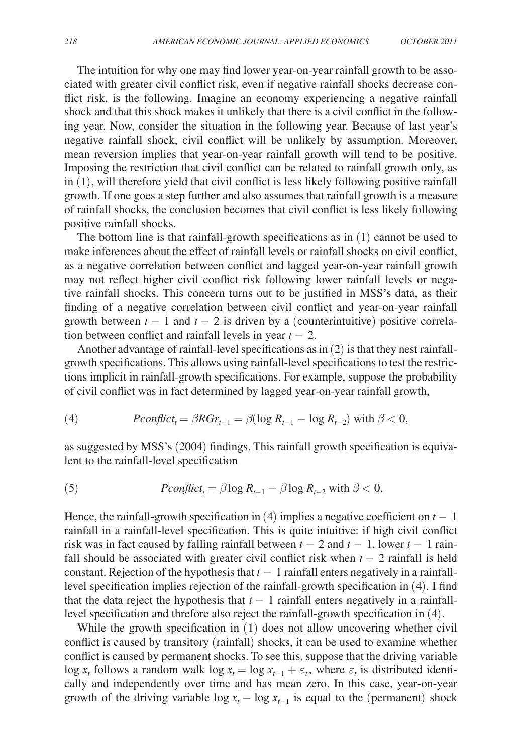The intuition for why one may find lower year-on-year rainfall growth to be associated with greater civil conflict risk, even if negative rainfall shocks decrease conflict risk, is the following. Imagine an economy experiencing a negative rainfall shock and that this shock makes it unlikely that there is a civil conflict in the following year. Now, consider the situation in the following year. Because of last year's negative rainfall shock, civil conflict will be unlikely by assumption. Moreover, mean reversion implies that year-on-year rainfall growth will tend to be positive. Imposing the restriction that civil conflict can be related to rainfall growth only, as in (1), will therefore yield that civil conflict is less likely following positive rainfall growth. If one goes a step further and also assumes that rainfall growth is a measure of rainfall shocks, the conclusion becomes that civil conflict is less likely following positive rainfall shocks.

The bottom line is that rainfall-growth specifications as in (1) cannot be used to make inferences about the effect of rainfall levels or rainfall shocks on civil conflict, as a negative correlation between conflict and lagged year-on-year rainfall growth may not reflect higher civil conflict risk following lower rainfall levels or negative rainfall shocks. This concern turns out to be justified in MSS's data, as their finding of a negative correlation between civil conflict and year-on-year rainfall growth between $t-1$ and $t-2$ is driven by a (counterintuitive) positive correlation between conflict and rainfall levels in year $t-2$.

Another advantage of rainfall-level specifications as in (2) is that they nest rainfall-growth specifications. This allows using rainfall-level specifications to test the restrictions implicit in rainfall-growth specifications. For example, suppose the probability of civil conflict was in fact determined by lagged year-on-year rainfall growth,

$$\text{(4)} \qquad Pconflict_t = \beta RGr_{t-1} = \beta(\log R_{t-1} - \log R_{t-2}) \text{ with } \beta < 0,$$

as suggested by MSS's (2004) findings. This rainfall growth specification is equivalent to the rainfall-level specification

$$\text{(5)} \qquad Pconflict_t = \beta \log R_{t-1} - \beta \log R_{t-2} \text{ with } \beta < 0.$$

Hence, the rainfall-growth specification in (4) implies a negative coefficient on $t-1$ rainfall in a rainfall-level specification. This is quite intuitive: if high civil conflict risk was in fact caused by falling rainfall between $t-2$ and $t-1$, lower $t-1$ rainfall should be associated with greater civil conflict risk when $t-2$ rainfall is held constant. Rejection of the hypothesis that $t-1$ rainfall enters negatively in a rainfall-level specification implies rejection of the rainfall-growth specification in (4). I find that the data reject the hypothesis that $t-1$ rainfall enters negatively in a rainfall-level specification and threfore also reject the rainfall-growth specification in (4).

While the growth specification in (1) does not allow uncovering whether civil conflict is caused by transitory (rainfall) shocks, it can be used to examine whether conflict is caused by permanent shocks. To see this, suppose that the driving variable $\log x_t$ follows a random walk $\log x_t = \log x_{t-1} + \varepsilon_t$, where $\varepsilon_t$ is distributed identically and independently over time and has mean zero. In this case, year-on-year growth of the driving variable $\log x_t - \log x_{t-1}$ is equal to the (permanent) shock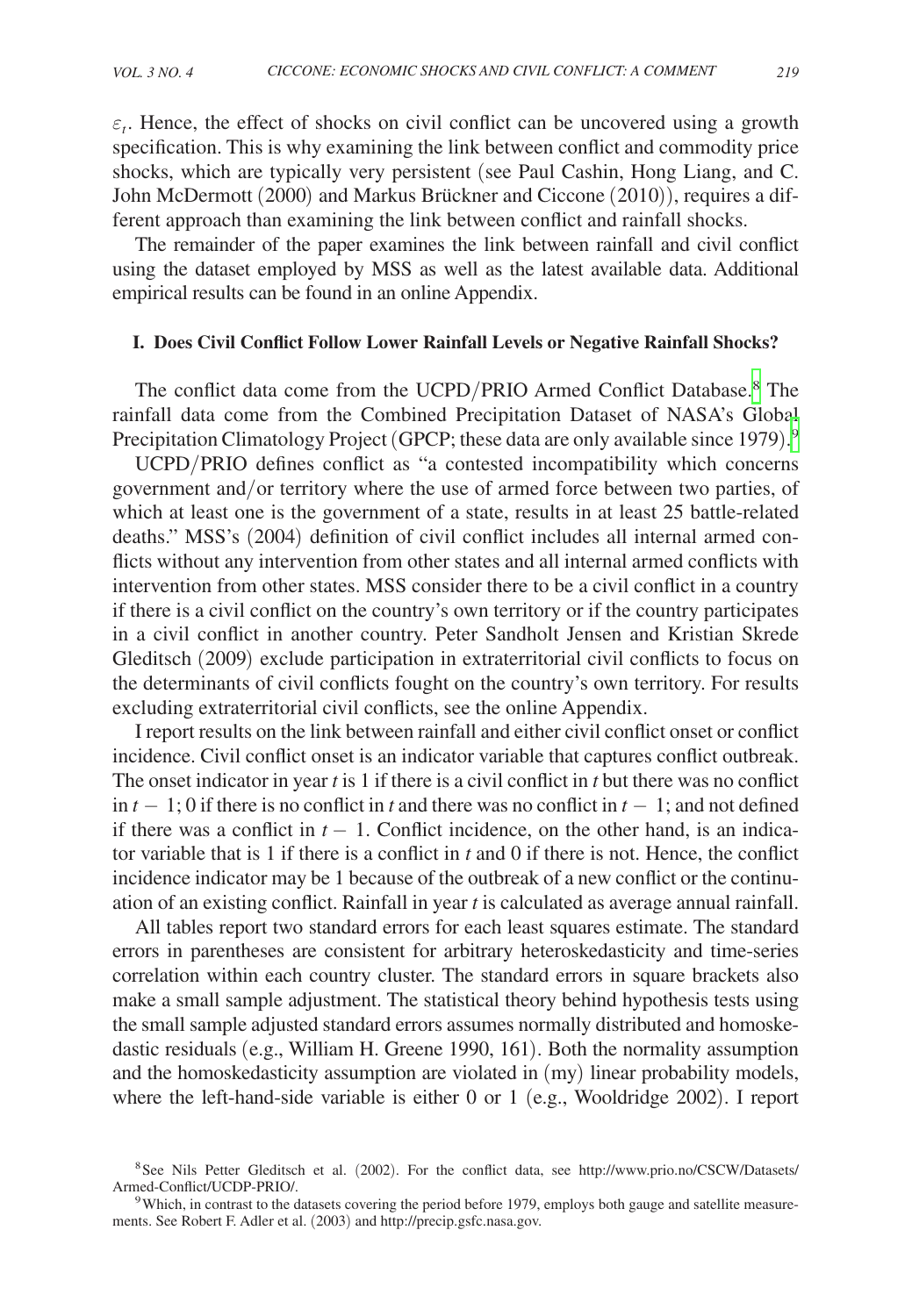$\varepsilon_t$. Hence, the effect of shocks on civil conflict can be uncovered using a growth specification. This is why examining the link between conflict and commodity price shocks, which are typically very persistent (see Paul Cashin, Hong Liang, and C. John McDermott (2000) and Markus Brückner and Ciccone (2010)), requires a different approach than examining the link between conflict and rainfall shocks.

The remainder of the paper examines the link between rainfall and civil conflict using the dataset employed by MSS as well as the latest available data. Additional empirical results can be found in an online Appendix.

### I. Does Civil Conflict Follow Lower Rainfall Levels or Negative Rainfall Shocks?

The conflict data come from the UCPD/PRIO Armed Conflict Database.[8] The rainfall data come from the Combined Precipitation Dataset of NASA's Global Precipitation Climatology Project (GPCP; these data are only available since 1979).[9]

UCPD/PRIO defines conflict as "a contested incompatibility which concerns government and/or territory where the use of armed force between two parties, of which at least one is the government of a state, results in at least 25 battle-related deaths." MSS's (2004) definition of civil conflict includes all internal armed conflicts without any intervention from other states and all internal armed conflicts with intervention from other states. MSS consider there to be a civil conflict in a country if there is a civil conflict on the country's own territory or if the country participates in a civil conflict in another country. Peter Sandholt Jensen and Kristian Skrede Gleditsch (2009) exclude participation in extraterritorial civil conflicts to focus on the determinants of civil conflicts fought on the country's own territory. For results excluding extraterritorial civil conflicts, see the online Appendix.

I report results on the link between rainfall and either civil conflict onset or conflict incidence. Civil conflict onset is an indicator variable that captures conflict outbreak. The onset indicator in year $t$ is 1 if there is a civil conflict in $t$ but there was no conflict in $t - 1$; 0 if there is no conflict in $t$ and there was no conflict in $t - 1$; and not defined if there was a conflict in $t - 1$. Conflict incidence, on the other hand, is an indicator variable that is 1 if there is a conflict in $t$ and 0 if there is not. Hence, the conflict incidence indicator may be 1 because of the outbreak of a new conflict or the continuation of an existing conflict. Rainfall in year $t$ is calculated as average annual rainfall.

All tables report two standard errors for each least squares estimate. The standard errors in parentheses are consistent for arbitrary heteroskedasticity and time-series correlation within each country cluster. The standard errors in square brackets also make a small sample adjustment. The statistical theory behind hypothesis tests using the small sample adjusted standard errors assumes normally distributed and homoskedastic residuals (e.g., William H. Greene 1990, 161). Both the normality assumption and the homoskedasticity assumption are violated in (my) linear probability models, where the left-hand-side variable is either 0 or 1 (e.g., Wooldridge 2002). I report

[8] See Nils Petter Gleditsch et al. (2002). For the conflict data, see http://www.prio.no/CSCW/Datasets/Armed-Conflict/UCDP-PRIO/.

[9] Which, in contrast to the datasets covering the period before 1979, employs both gauge and satellite measurements. See Robert F. Adler et al. (2003) and http://precip.gsfc.nasa.gov.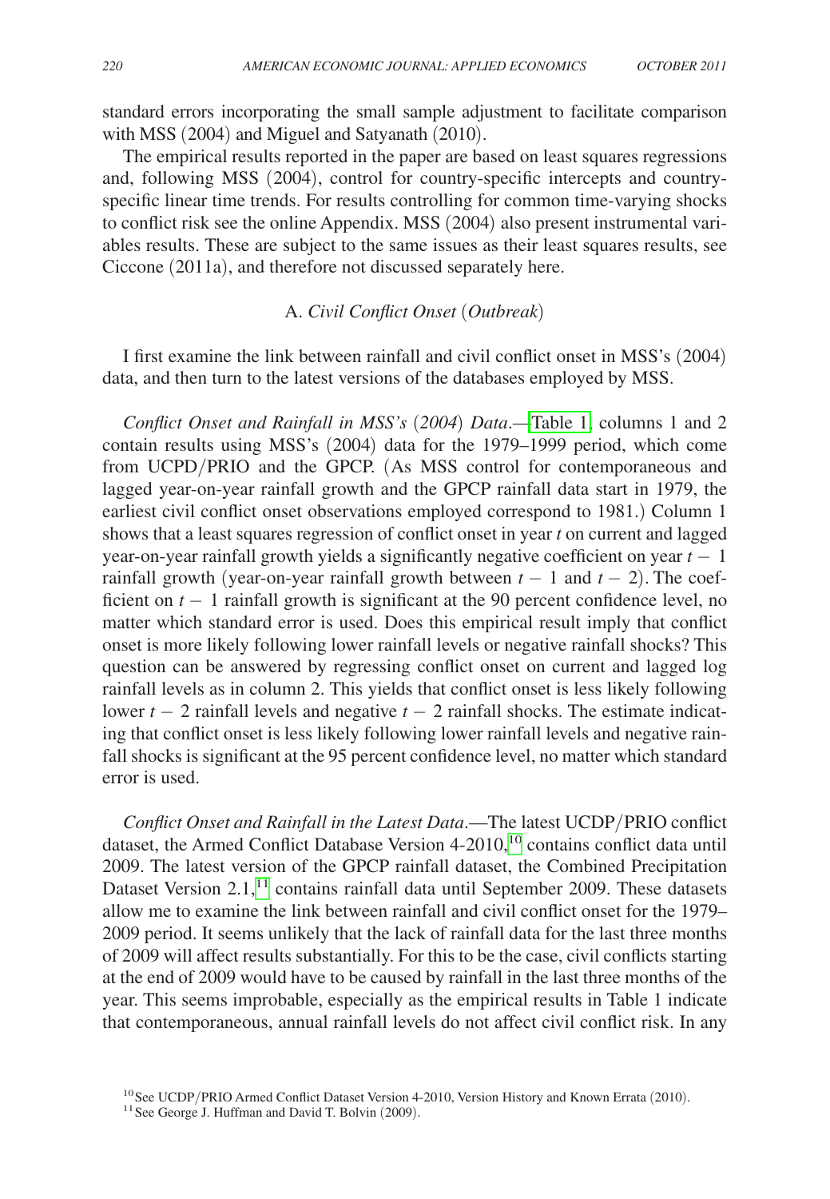standard errors incorporating the small sample adjustment to facilitate comparison with MSS (2004) and Miguel and Satyanath (2010).

The empirical results reported in the paper are based on least squares regressions and, following MSS (2004), control for country-specific intercepts and country-specific linear time trends. For results controlling for common time-varying shocks to conflict risk see the online Appendix. MSS (2004) also present instrumental variables results. These are subject to the same issues as their least squares results, see Ciccone (2011a), and therefore not discussed separately here.

### A. *Civil Conflict Onset* (*Outbreak*)

I first examine the link between rainfall and civil conflict onset in MSS's (2004) data, and then turn to the latest versions of the databases employed by MSS.

*Conflict Onset and Rainfall in MSS's* (*2004*) *Data*.—Table 1, columns 1 and 2 contain results using MSS's (2004) data for the 1979–1999 period, which come from UCPD/PRIO and the GPCP. (As MSS control for contemporaneous and lagged year-on-year rainfall growth and the GPCP rainfall data start in 1979, the earliest civil conflict onset observations employed correspond to 1981.) Column 1 shows that a least squares regression of conflict onset in year $t$ on current and lagged year-on-year rainfall growth yields a significantly negative coefficient on year $t-1$ rainfall growth (year-on-year rainfall growth between $t-1$ and $t-2$). The coefficient on $t-1$ rainfall growth is significant at the 90 percent confidence level, no matter which standard error is used. Does this empirical result imply that conflict onset is more likely following lower rainfall levels or negative rainfall shocks? This question can be answered by regressing conflict onset on current and lagged log rainfall levels as in column 2. This yields that conflict onset is less likely following lower $t-2$ rainfall levels and negative $t-2$ rainfall shocks. The estimate indicating that conflict onset is less likely following lower rainfall levels and negative rainfall shocks is significant at the 95 percent confidence level, no matter which standard error is used.

*Conflict Onset and Rainfall in the Latest Data*.—The latest UCDP/PRIO conflict dataset, the Armed Conflict Database Version 4-2010,[10] contains conflict data until 2009. The latest version of the GPCP rainfall dataset, the Combined Precipitation Dataset Version 2.1,[11] contains rainfall data until September 2009. These datasets allow me to examine the link between rainfall and civil conflict onset for the 1979–2009 period. It seems unlikely that the lack of rainfall data for the last three months of 2009 will affect results substantially. For this to be the case, civil conflicts starting at the end of 2009 would have to be caused by rainfall in the last three months of the year. This seems improbable, especially as the empirical results in Table 1 indicate that contemporaneous, annual rainfall levels do not affect civil conflict risk. In any

[10] See UCDP/PRIO Armed Conflict Dataset Version 4-2010, Version History and Known Errata (2010).

[11] See George J. Huffman and David T. Bolvin (2009).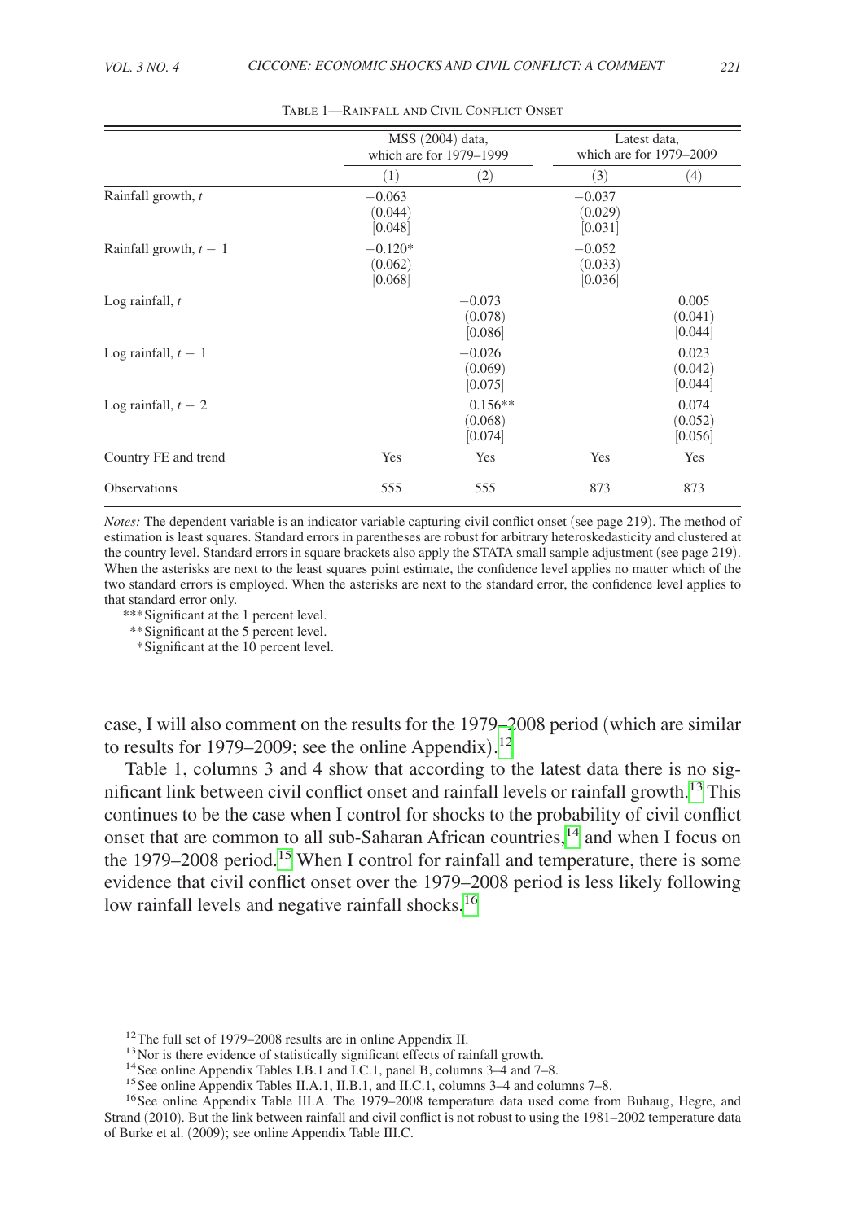Table 1—Rainfall and Civil Conflict Onset

| | MSS (2004) data, which are for 1979–1999 | | Latest data, which are for 1979–2009 | |
|---|---|---|---|---|
| | (1) | (2) | (3) | (4) |
| Rainfall growth, $t$ | −0.063 (0.044) [0.048] | | −0.037 (0.029) [0.031] | |
| Rainfall growth, $t-1$ | −0.120* (0.062) [0.068] | | −0.052 (0.033) [0.036] | |
| Log rainfall, $t$ | | −0.073 (0.078) [0.086] | | 0.005 (0.041) [0.044] |
| Log rainfall, $t-1$ | | −0.026 (0.069) [0.075] | | 0.023 (0.042) [0.044] |
| Log rainfall, $t-2$ | | 0.156** (0.068) [0.074] | | 0.074 (0.052) [0.056] |
| Country FE and trend | Yes | Yes | Yes | Yes |
| Observations | 555 | 555 | 873 | 873 |

*Notes:* The dependent variable is an indicator variable capturing civil conflict onset (see page 219). The method of estimation is least squares. Standard errors in parentheses are robust for arbitrary heteroskedasticity and clustered at the country level. Standard errors in square brackets also apply the STATA small sample adjustment (see page 219). When the asterisks are next to the least squares point estimate, the confidence level applies no matter which of the two standard errors is employed. When the asterisks are next to the standard error, the confidence level applies to that standard error only.

*** Significant at the 1 percent level.
** Significant at the 5 percent level.
* Significant at the 10 percent level.

case, I will also comment on the results for the 1979–2008 period (which are similar to results for 1979–2009; see the online Appendix).[12]

Table 1, columns 3 and 4 show that according to the latest data there is no significant link between civil conflict onset and rainfall levels or rainfall growth.[13] This continues to be the case when I control for shocks to the probability of civil conflict onset that are common to all sub-Saharan African countries,[14] and when I focus on the 1979–2008 period.[15] When I control for rainfall and temperature, there is some evidence that civil conflict onset over the 1979–2008 period is less likely following low rainfall levels and negative rainfall shocks.[16]

[12] The full set of 1979–2008 results are in online Appendix II.

[13] Nor is there evidence of statistically significant effects of rainfall growth.

[14] See online Appendix Tables I.B.1 and I.C.1, panel B, columns 3–4 and 7–8.

[15] See online Appendix Tables II.A.1, II.B.1, and II.C.1, columns 3–4 and columns 7–8.

[16] See online Appendix Table III.A. The 1979–2008 temperature data used come from Buhaug, Hegre, and Strand (2010). But the link between rainfall and civil conflict is not robust to using the 1981–2002 temperature data of Burke et al. (2009); see online Appendix Table III.C.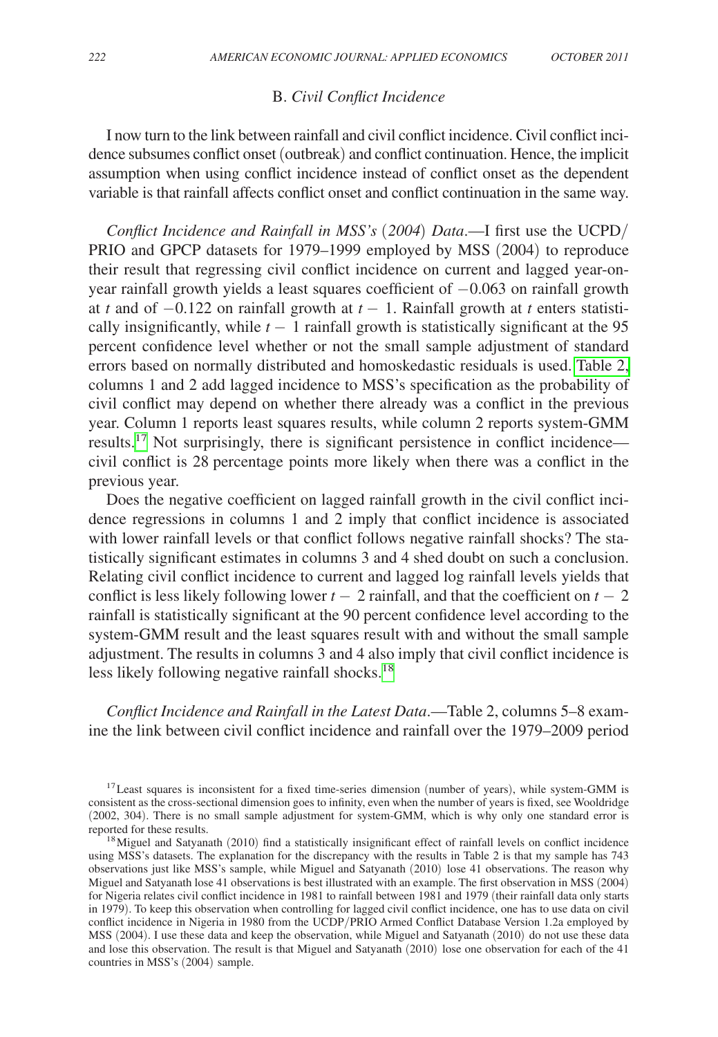### B. *Civil Conflict Incidence*

I now turn to the link between rainfall and civil conflict incidence. Civil conflict incidence subsumes conflict onset (outbreak) and conflict continuation. Hence, the implicit assumption when using conflict incidence instead of conflict onset as the dependent variable is that rainfall affects conflict onset and conflict continuation in the same way.

*Conflict Incidence and Rainfall in MSS's* (*2004*) *Data*.—I first use the UCPD/PRIO and GPCP datasets for 1979–1999 employed by MSS (2004) to reproduce their result that regressing civil conflict incidence on current and lagged year-on-year rainfall growth yields a least squares coefficient of $-0.063$ on rainfall growth at $t$ and of $-0.122$ on rainfall growth at $t - 1$. Rainfall growth at $t$ enters statistically insignificantly, while $t - 1$ rainfall growth is statistically significant at the 95 percent confidence level whether or not the small sample adjustment of standard errors based on normally distributed and homoskedastic residuals is used. Table 2, columns 1 and 2 add lagged incidence to MSS's specification as the probability of civil conflict may depend on whether there already was a conflict in the previous year. Column 1 reports least squares results, while column 2 reports system-GMM results.[17] Not surprisingly, there is significant persistence in conflict incidence—civil conflict is 28 percentage points more likely when there was a conflict in the previous year.

Does the negative coefficient on lagged rainfall growth in the civil conflict incidence regressions in columns 1 and 2 imply that conflict incidence is associated with lower rainfall levels or that conflict follows negative rainfall shocks? The statistically significant estimates in columns 3 and 4 shed doubt on such a conclusion. Relating civil conflict incidence to current and lagged log rainfall levels yields that conflict is less likely following lower $t - 2$ rainfall, and that the coefficient on $t - 2$ rainfall is statistically significant at the 90 percent confidence level according to the system-GMM result and the least squares result with and without the small sample adjustment. The results in columns 3 and 4 also imply that civil conflict incidence is less likely following negative rainfall shocks.[18]

*Conflict Incidence and Rainfall in the Latest Data*.—Table 2, columns 5–8 examine the link between civil conflict incidence and rainfall over the 1979–2009 period

[17] Least squares is inconsistent for a fixed time-series dimension (number of years), while system-GMM is consistent as the cross-sectional dimension goes to infinity, even when the number of years is fixed, see Wooldridge (2002, 304). There is no small sample adjustment for system-GMM, which is why only one standard error is reported for these results.

[18] Miguel and Satyanath (2010) find a statistically insignificant effect of rainfall levels on conflict incidence using MSS's datasets. The explanation for the discrepancy with the results in Table 2 is that my sample has 743 observations just like MSS's sample, while Miguel and Satyanath (2010) lose 41 observations. The reason why Miguel and Satyanath lose 41 observations is best illustrated with an example. The first observation in MSS (2004) for Nigeria relates civil conflict incidence in 1981 to rainfall between 1981 and 1979 (their rainfall data only starts in 1979). To keep this observation when controlling for lagged civil conflict incidence, one has to use data on civil conflict incidence in Nigeria in 1980 from the UCDP/PRIO Armed Conflict Database Version 1.2a employed by MSS (2004). I use these data and keep the observation, while Miguel and Satyanath (2010) do not use these data and lose this observation. The result is that Miguel and Satyanath (2010) lose one observation for each of the 41 countries in MSS's (2004) sample.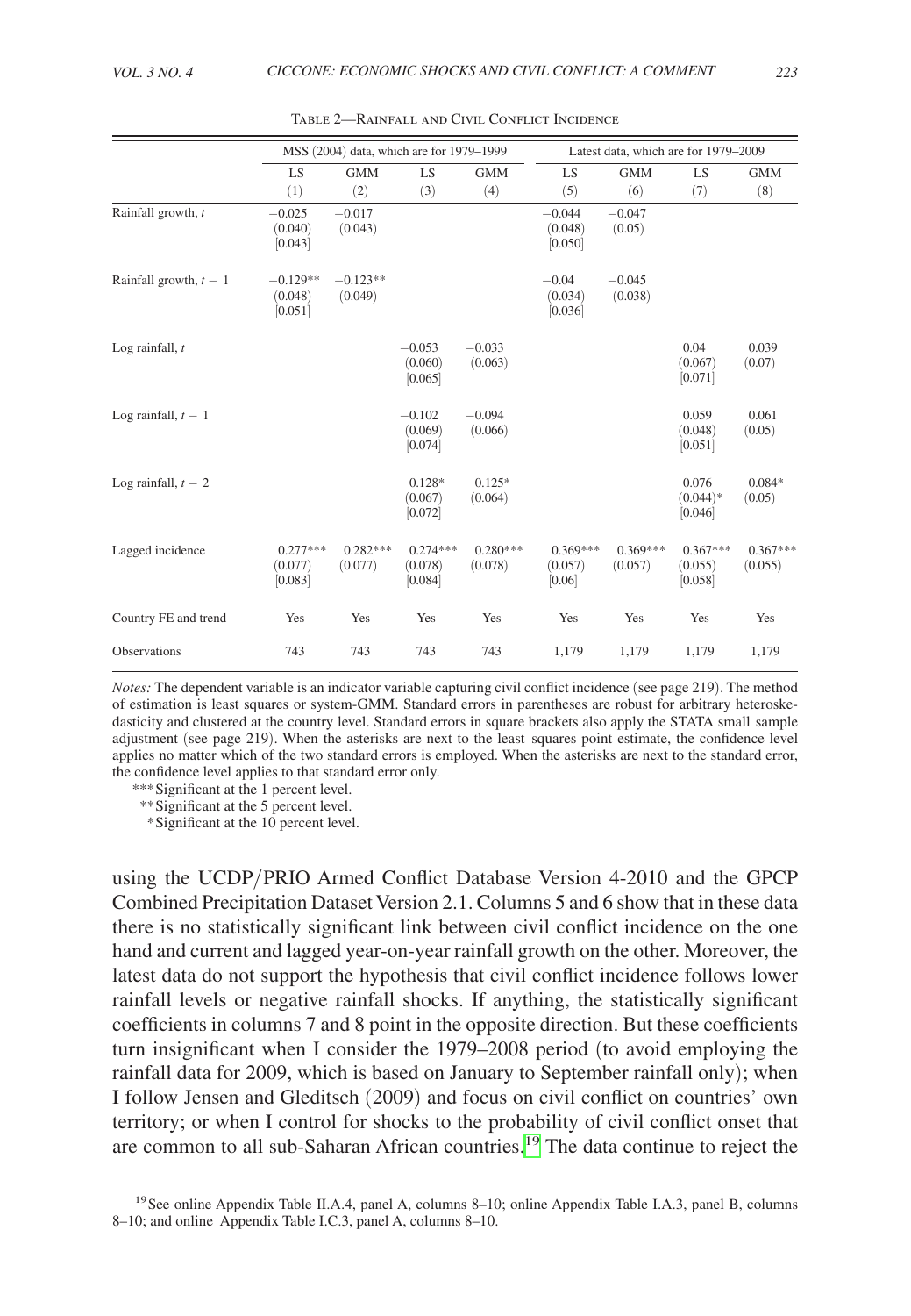Table 2—Rainfall and Civil Conflict Incidence

| | MSS (2004) data, which are for 1979–1999 | | | | Latest data, which are for 1979–2009 | | | |
|---|---|---|---|---|---|---|---|---|
| | LS | GMM | LS | GMM | LS | GMM | LS | GMM |
| | (1) | (2) | (3) | (4) | (5) | (6) | (7) | (8) |
| Rainfall growth, $t$ | −0.025 (0.040) [0.043] | −0.017 (0.043) | | | −0.044 (0.048) [0.050] | −0.047 (0.05) | | |
| Rainfall growth, $t-1$ | −0.129** (0.048) [0.051] | −0.123** (0.049) | | | −0.04 (0.034) [0.036] | −0.045 (0.038) | | |
| Log rainfall, $t$ | | | −0.053 (0.060) [0.065] | −0.033 (0.063) | | | 0.04 (0.067) [0.071] | 0.039 (0.07) |
| Log rainfall, $t-1$ | | | −0.102 (0.069) [0.074] | −0.094 (0.066) | | | 0.059 (0.048) [0.051] | 0.061 (0.05) |
| Log rainfall, $t-2$ | | | 0.128* (0.067) [0.072] | 0.125* (0.064) | | | 0.076 (0.044)* [0.046] | 0.084* (0.05) |
| Lagged incidence | 0.277*** (0.077) [0.083] | 0.282*** (0.077) | 0.274*** (0.078) [0.084] | 0.280*** (0.078) | 0.369*** (0.057) [0.06] | 0.369*** (0.057) | 0.367*** (0.055) [0.058] | 0.367*** (0.055) |
| Country FE and trend | Yes | Yes | Yes | Yes | Yes | Yes | Yes | Yes |
| Observations | 743 | 743 | 743 | 743 | 1,179 | 1,179 | 1,179 | 1,179 |

*Notes:* The dependent variable is an indicator variable capturing civil conflict incidence (see page 219). The method of estimation is least squares or system-GMM. Standard errors in parentheses are robust for arbitrary heteroskedasticity and clustered at the country level. Standard errors in square brackets also apply the STATA small sample adjustment (see page 219). When the asterisks are next to the least squares point estimate, the confidence level applies no matter which of the two standard errors is employed. When the asterisks are next to the standard error, the confidence level applies to that standard error only.

***Significant at the 1 percent level.

**Significant at the 5 percent level.

*Significant at the 10 percent level.

using the UCDP/PRIO Armed Conflict Database Version 4-2010 and the GPCP Combined Precipitation Dataset Version 2.1. Columns 5 and 6 show that in these data there is no statistically significant link between civil conflict incidence on the one hand and current and lagged year-on-year rainfall growth on the other. Moreover, the latest data do not support the hypothesis that civil conflict incidence follows lower rainfall levels or negative rainfall shocks. If anything, the statistically significant coefficients in columns 7 and 8 point in the opposite direction. But these coefficients turn insignificant when I consider the 1979–2008 period (to avoid employing the rainfall data for 2009, which is based on January to September rainfall only); when I follow Jensen and Gleditsch (2009) and focus on civil conflict on countries' own territory; or when I control for shocks to the probability of civil conflict onset that are common to all sub-Saharan African countries.[19] The data continue to reject the

[19] See online Appendix Table II.A.4, panel A, columns 8–10; online Appendix Table I.A.3, panel B, columns 8–10; and online Appendix Table I.C.3, panel A, columns 8–10.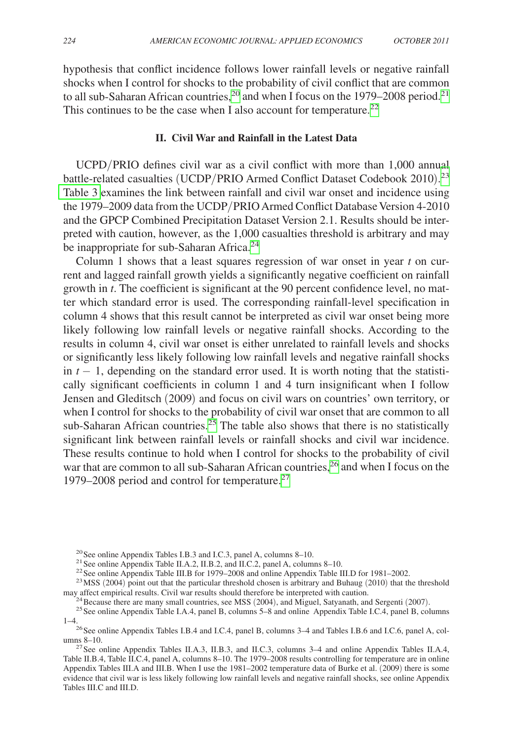hypothesis that conflict incidence follows lower rainfall levels or negative rainfall shocks when I control for shocks to the probability of civil conflict that are common to all sub-Saharan African countries,[20] and when I focus on the 1979–2008 period.[21] This continues to be the case when I also account for temperature.[22]

## II. Civil War and Rainfall in the Latest Data

UCPD/PRIO defines civil war as a civil conflict with more than 1,000 annual battle-related casualties (UCDP/PRIO Armed Conflict Dataset Codebook 2010).[23] Table 3 examines the link between rainfall and civil war onset and incidence using the 1979–2009 data from the UCDP/PRIO Armed Conflict Database Version 4-2010 and the GPCP Combined Precipitation Dataset Version 2.1. Results should be interpreted with caution, however, as the 1,000 casualties threshold is arbitrary and may be inappropriate for sub-Saharan Africa.[24]

Column 1 shows that a least squares regression of war onset in year *t* on current and lagged rainfall growth yields a significantly negative coefficient on rainfall growth in *t*. The coefficient is significant at the 90 percent confidence level, no matter which standard error is used. The corresponding rainfall-level specification in column 4 shows that this result cannot be interpreted as civil war onset being more likely following low rainfall levels or negative rainfall shocks. According to the results in column 4, civil war onset is either unrelated to rainfall levels and shocks or significantly less likely following low rainfall levels and negative rainfall shocks in $t - 1$, depending on the standard error used. It is worth noting that the statistically significant coefficients in column 1 and 4 turn insignificant when I follow Jensen and Gleditsch (2009) and focus on civil wars on countries' own territory, or when I control for shocks to the probability of civil war onset that are common to all sub-Saharan African countries.[25] The table also shows that there is no statistically significant link between rainfall levels or rainfall shocks and civil war incidence. These results continue to hold when I control for shocks to the probability of civil war that are common to all sub-Saharan African countries,[26] and when I focus on the 1979–2008 period and control for temperature.[27]

---

[20] See online Appendix Tables I.B.3 and I.C.3, panel A, columns 8–10.

[21] See online Appendix Table II.A.2, II.B.2, and II.C.2, panel A, columns 8–10.

[22] See online Appendix Table III.B for 1979–2008 and online Appendix Table III.D for 1981–2002.

[23] MSS (2004) point out that the particular threshold chosen is arbitrary and Buhaug (2010) that the threshold may affect empirical results. Civil war results should therefore be interpreted with caution.

[24] Because there are many small countries, see MSS (2004), and Miguel, Satyanath, and Sergenti (2007).

[25] See online Appendix Table I.A.4, panel B, columns 5–8 and online Appendix Table I.C.4, panel B, columns 1–4.

[26] See online Appendix Tables I.B.4 and I.C.4, panel B, columns 3–4 and Tables I.B.6 and I.C.6, panel A, columns 8–10.

[27] See online Appendix Tables II.A.3, II.B.3, and II.C.3, columns 3–4 and online Appendix Tables II.A.4, Table II.B.4, Table II.C.4, panel A, columns 8–10. The 1979–2008 results controlling for temperature are in online Appendix Tables III.A and III.B. When I use the 1981–2002 temperature data of Burke et al. (2009) there is some evidence that civil war is less likely following low rainfall levels and negative rainfall shocks, see online Appendix Tables III.C and III.D.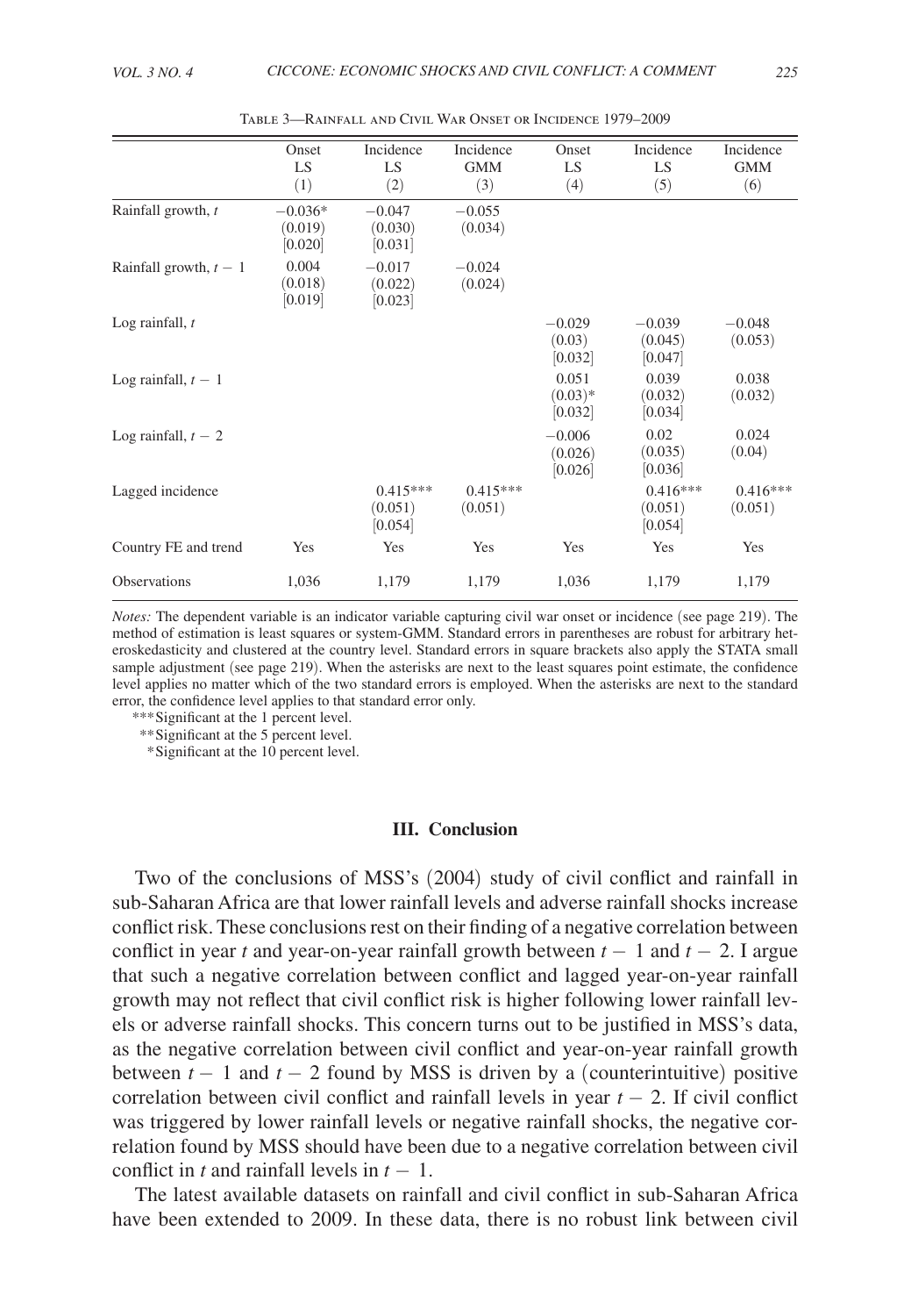Table 3—Rainfall and Civil War Onset or Incidence 1979–2009

| | Onset LS (1) | Incidence LS (2) | Incidence GMM (3) | Onset LS (4) | Incidence LS (5) | Incidence GMM (6) |
|---|---|---|---|---|---|---|
| Rainfall growth, $t$ | −0.036* (0.019) [0.020] | −0.047 (0.030) [0.031] | −0.055 (0.034) | | | |
| Rainfall growth, $t-1$ | 0.004 (0.018) [0.019] | −0.017 (0.022) [0.023] | −0.024 (0.024) | | | |
| Log rainfall, $t$ | | | | −0.029 (0.03) [0.032] | −0.039 (0.045) [0.047] | −0.048 (0.053) |
| Log rainfall, $t-1$ | | | | 0.051 (0.03)* [0.032] | 0.039 (0.032) [0.034] | 0.038 (0.032) |
| Log rainfall, $t-2$ | | | | −0.006 (0.026) [0.026] | 0.02 (0.035) [0.036] | 0.024 (0.04) |
| Lagged incidence | | 0.415*** (0.051) [0.054] | 0.415*** (0.051) | | 0.416*** (0.051) [0.054] | 0.416*** (0.051) |
| Country FE and trend | Yes | Yes | Yes | Yes | Yes | Yes |
| Observations | 1,036 | 1,179 | 1,179 | 1,036 | 1,179 | 1,179 |

*Notes:* The dependent variable is an indicator variable capturing civil war onset or incidence (see page 219). The method of estimation is least squares or system-GMM. Standard errors in parentheses are robust for arbitrary heteroskedasticity and clustered at the country level. Standard errors in square brackets also apply the STATA small sample adjustment (see page 219). When the asterisks are next to the least squares point estimate, the confidence level applies no matter which of the two standard errors is employed. When the asterisks are next to the standard error, the confidence level applies to that standard error only.

*** Significant at the 1 percent level.
** Significant at the 5 percent level.
* Significant at the 10 percent level.

### III. Conclusion

Two of the conclusions of MSS's (2004) study of civil conflict and rainfall in sub-Saharan Africa are that lower rainfall levels and adverse rainfall shocks increase conflict risk. These conclusions rest on their finding of a negative correlation between conflict in year $t$ and year-on-year rainfall growth between $t-1$ and $t-2$. I argue that such a negative correlation between conflict and lagged year-on-year rainfall growth may not reflect that civil conflict risk is higher following lower rainfall levels or adverse rainfall shocks. This concern turns out to be justified in MSS's data, as the negative correlation between civil conflict and year-on-year rainfall growth between $t-1$ and $t-2$ found by MSS is driven by a (counterintuitive) positive correlation between civil conflict and rainfall levels in year $t-2$. If civil conflict was triggered by lower rainfall levels or negative rainfall shocks, the negative correlation found by MSS should have been due to a negative correlation between civil conflict in $t$ and rainfall levels in $t-1$.

The latest available datasets on rainfall and civil conflict in sub-Saharan Africa have been extended to 2009. In these data, there is no robust link between civil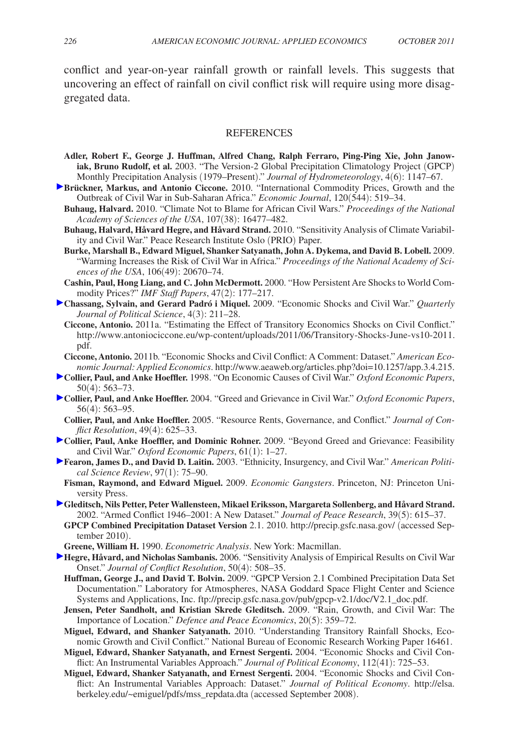conflict and year-on-year rainfall growth or rainfall levels. This suggests that uncovering an effect of rainfall on civil conflict risk will require using more disaggregated data.

## REFERENCES

**Adler, Robert F., George J. Huffman, Alfred Chang, Ralph Ferraro, Ping-Ping Xie, John Janowiak, Bruno Rudolf, et al.** 2003. "The Version-2 Global Precipitation Climatology Project (GPCP) Monthly Precipitation Analysis (1979–Present)." *Journal of Hydrometeorology*, 4(6): 1147–67.

**Brückner, Markus, and Antonio Ciccone.** 2010. "International Commodity Prices, Growth and the Outbreak of Civil War in Sub-Saharan Africa." *Economic Journal*, 120(544): 519–34.

**Buhaug, Halvard.** 2010. "Climate Not to Blame for African Civil Wars." *Proceedings of the National Academy of Sciences of the USA*, 107(38): 16477–482.

**Buhaug, Halvard, Håvard Hegre, and Håvard Strand.** 2010. "Sensitivity Analysis of Climate Variability and Civil War." Peace Research Institute Oslo (PRIO) Paper.

**Burke, Marshall B., Edward Miguel, Shanker Satyanath, John A. Dykema, and David B. Lobell.** 2009. "Warming Increases the Risk of Civil War in Africa." *Proceedings of the National Academy of Sciences of the USA*, 106(49): 20670–74.

**Cashin, Paul, Hong Liang, and C. John McDermott.** 2000. "How Persistent Are Shocks to World Commodity Prices?" *IMF Staff Papers*, 47(2): 177–217.

**Chassang, Sylvain, and Gerard Padró i Miquel.** 2009. "Economic Shocks and Civil War." *Quarterly Journal of Political Science*, 4(3): 211–28.

**Ciccone, Antonio.** 2011a. "Estimating the Effect of Transitory Economics Shocks on Civil Conflict." http://www.antoniociccone.eu/wp-content/uploads/2011/06/Transitory-Shocks-June-vs10-2011.pdf.

**Ciccone, Antonio.** 2011b. "Economic Shocks and Civil Conflict: A Comment: Dataset." *American Economic Journal: Applied Economics*. http://www.aeaweb.org/articles.php?doi=10.1257/app.3.4.215.

**Collier, Paul, and Anke Hoeffler.** 1998. "On Economic Causes of Civil War." *Oxford Economic Papers*, 50(4): 563–73.

**Collier, Paul, and Anke Hoeffler.** 2004. "Greed and Grievance in Civil War." *Oxford Economic Papers*, 56(4): 563–95.

**Collier, Paul, and Anke Hoeffler.** 2005. "Resource Rents, Governance, and Conflict." *Journal of Conflict Resolution*, 49(4): 625–33.

**Collier, Paul, Anke Hoeffler, and Dominic Rohner.** 2009. "Beyond Greed and Grievance: Feasibility and Civil War." *Oxford Economic Papers*, 61(1): 1–27.

**Fearon, James D., and David D. Laitin.** 2003. "Ethnicity, Insurgency, and Civil War." *American Political Science Review*, 97(1): 75–90.

**Fisman, Raymond, and Edward Miguel.** 2009. *Economic Gangsters*. Princeton, NJ: Princeton University Press.

**Gleditsch, Nils Petter, Peter Wallensteen, Mikael Eriksson, Margareta Sollenberg, and Håvard Strand.** 2002. "Armed Conflict 1946–2001: A New Dataset." *Journal of Peace Research*, 39(5): 615–37.

**GPCP Combined Precipitation Dataset Version** 2.1. 2010. http://precip.gsfc.nasa.gov/ (accessed September 2010).

**Greene, William H.** 1990. *Econometric Analysis*. New York: Macmillan.

**Hegre, Håvard, and Nicholas Sambanis.** 2006. "Sensitivity Analysis of Empirical Results on Civil War Onset." *Journal of Conflict Resolution*, 50(4): 508–35.

**Huffman, George J., and David T. Bolvin.** 2009. "GPCP Version 2.1 Combined Precipitation Data Set Documentation." Laboratory for Atmospheres, NASA Goddard Space Flight Center and Science Systems and Applications, Inc. ftp://precip.gsfc.nasa.gov/pub/gpcp-v2.1/doc/V2.1_doc.pdf.

**Jensen, Peter Sandholt, and Kristian Skrede Gleditsch.** 2009. "Rain, Growth, and Civil War: The Importance of Location." *Defence and Peace Economics*, 20(5): 359–72.

**Miguel, Edward, and Shanker Satyanath.** 2010. "Understanding Transitory Rainfall Shocks, Economic Growth and Civil Conflict." National Bureau of Economic Research Working Paper 16461.

**Miguel, Edward, Shanker Satyanath, and Ernest Sergenti.** 2004. "Economic Shocks and Civil Conflict: An Instrumental Variables Approach." *Journal of Political Economy*, 112(41): 725–53.

**Miguel, Edward, Shanker Satyanath, and Ernest Sergenti.** 2004. "Economic Shocks and Civil Conflict: An Instrumental Variables Approach: Dataset." *Journal of Political Economy*. http://elsa.berkeley.edu/~emiguel/pdfs/mss_repdata.dta (accessed September 2008).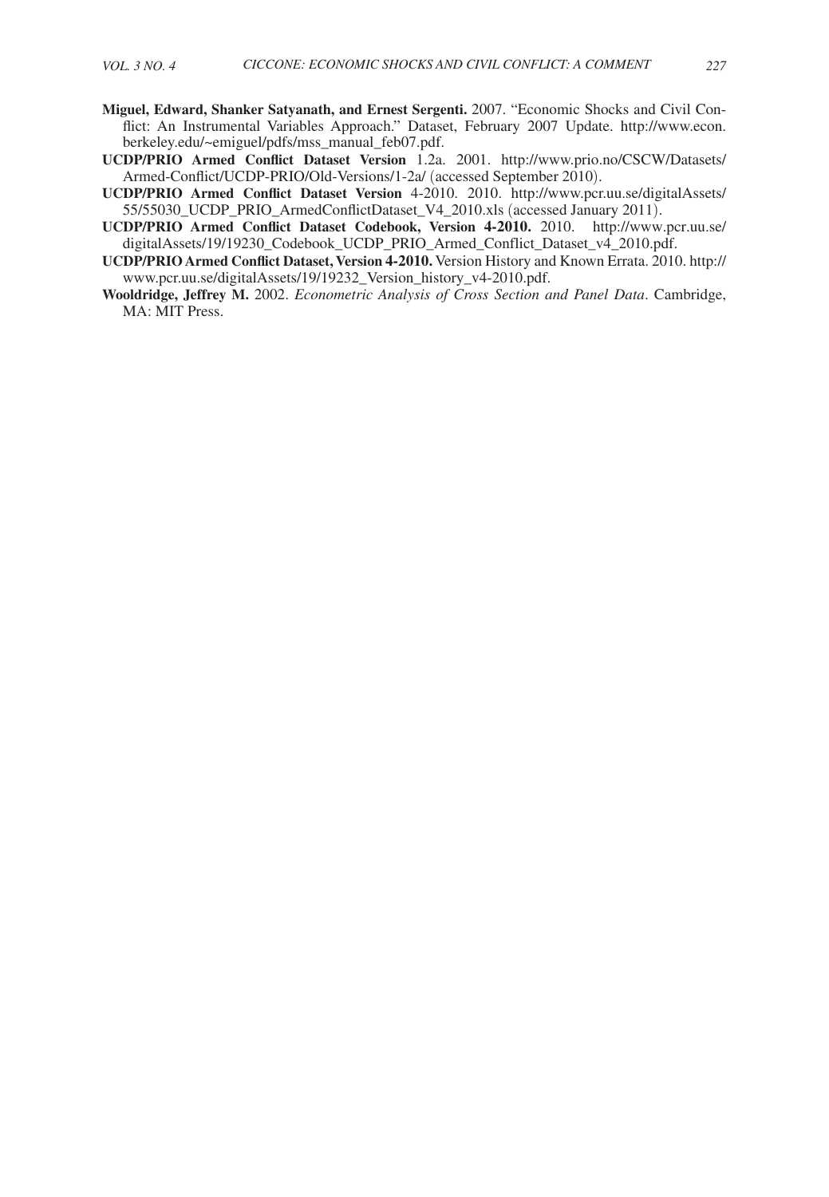**Miguel, Edward, Shanker Satyanath, and Ernest Sergenti.** 2007. "Economic Shocks and Civil Conflict: An Instrumental Variables Approach." Dataset, February 2007 Update. http://www.econ.berkeley.edu/~emiguel/pdfs/mss_manual_feb07.pdf.

**UCDP/PRIO Armed Conflict Dataset Version** 1.2a. 2001. http://www.prio.no/CSCW/Datasets/Armed-Conflict/UCDP-PRIO/Old-Versions/1-2a/ (accessed September 2010).

**UCDP/PRIO Armed Conflict Dataset Version** 4-2010. 2010. http://www.pcr.uu.se/digitalAssets/55/55030_UCDP_PRIO_ArmedConflictDataset_V4_2010.xls (accessed January 2011).

**UCDP/PRIO Armed Conflict Dataset Codebook, Version 4-2010.** 2010. http://www.pcr.uu.se/digitalAssets/19/19230_Codebook_UCDP_PRIO_Armed_Conflict_Dataset_v4_2010.pdf.

**UCDP/PRIO Armed Conflict Dataset, Version 4-2010.** Version History and Known Errata. 2010. http://www.pcr.uu.se/digitalAssets/19/19232_Version_history_v4-2010.pdf.

**Wooldridge, Jeffrey M.** 2002. *Econometric Analysis of Cross Section and Panel Data*. Cambridge, MA: MIT Press.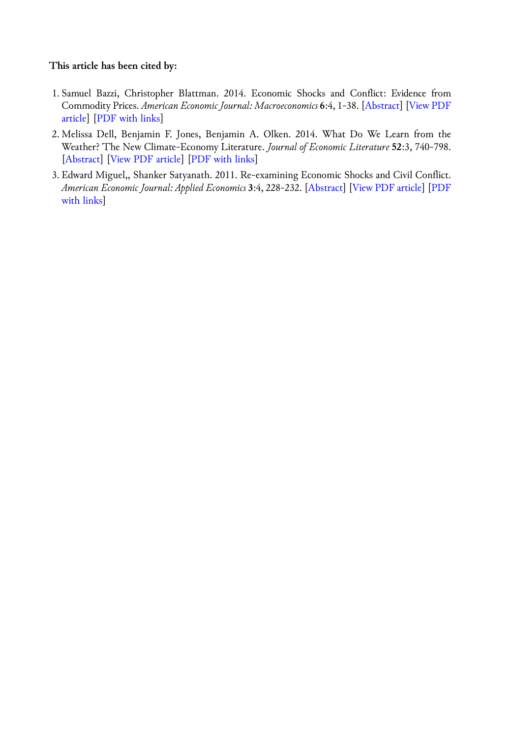**This article has been cited by:**

1. Samuel Bazzi, Christopher Blattman. 2014. Economic Shocks and Conflict: Evidence from Commodity Prices. *American Economic Journal: Macroeconomics* **6**:4, 1-38. [Abstract] [View PDF article] [PDF with links]
2. Melissa Dell, Benjamin F. Jones, Benjamin A. Olken. 2014. What Do We Learn from the Weather? The New Climate-Economy Literature. *Journal of Economic Literature* **52**:3, 740-798. [Abstract] [View PDF article] [PDF with links]
3. Edward Miguel,, Shanker Satyanath. 2011. Re-examining Economic Shocks and Civil Conflict. *American Economic Journal: Applied Economics* **3**:4, 228-232. [Abstract] [View PDF article] [PDF with links]